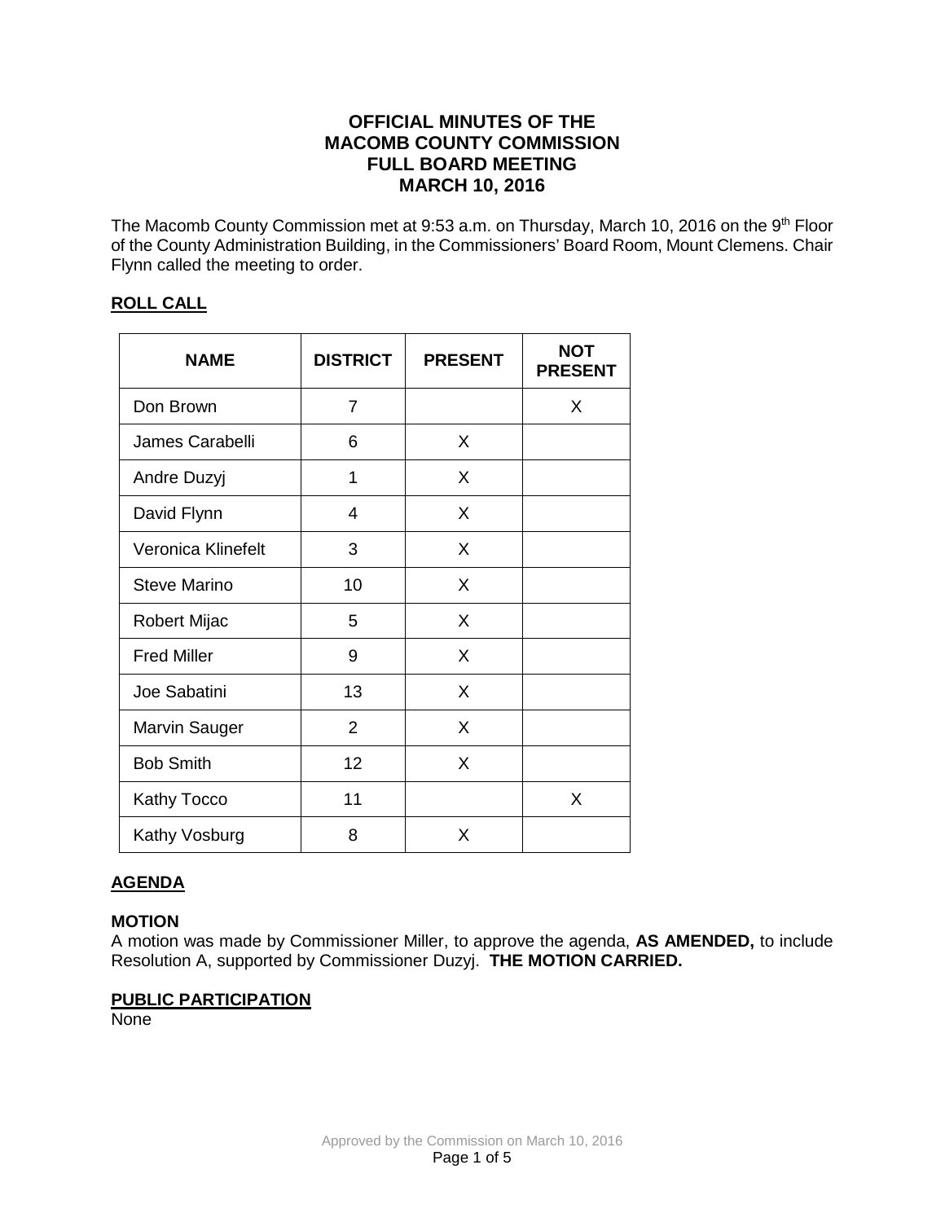# OFFICIAL MINUTES OF THE MACOMB COUNTY COMMISSION FULL BOARD MEETING MARCH 10, 2016

The Macomb County Commission met at 9:53 a.m. on Thursday, March 10, 2016 on the 9th Floor of the County Administration Building, in the Commissioners' Board Room, Mount Clemens. Chair Flynn called the meeting to order.

## ROLL CALL

| NAME | DISTRICT | PRESENT | NOT PRESENT |
|---|---|---|---|
| Don Brown | 7 | | X |
| James Carabelli | 6 | X | |
| Andre Duzyj | 1 | X | |
| David Flynn | 4 | X | |
| Veronica Klinefelt | 3 | X | |
| Steve Marino | 10 | X | |
| Robert Mijac | 5 | X | |
| Fred Miller | 9 | X | |
| Joe Sabatini | 13 | X | |
| Marvin Sauger | 2 | X | |
| Bob Smith | 12 | X | |
| Kathy Tocco | 11 | | X |
| Kathy Vosburg | 8 | X | |

## AGENDA

### MOTION

A motion was made by Commissioner Miller, to approve the agenda, **AS AMENDED,** to include Resolution A, supported by Commissioner Duzyj. **THE MOTION CARRIED.**

## PUBLIC PARTICIPATION

None

Approved by the Commission on March 10, 2016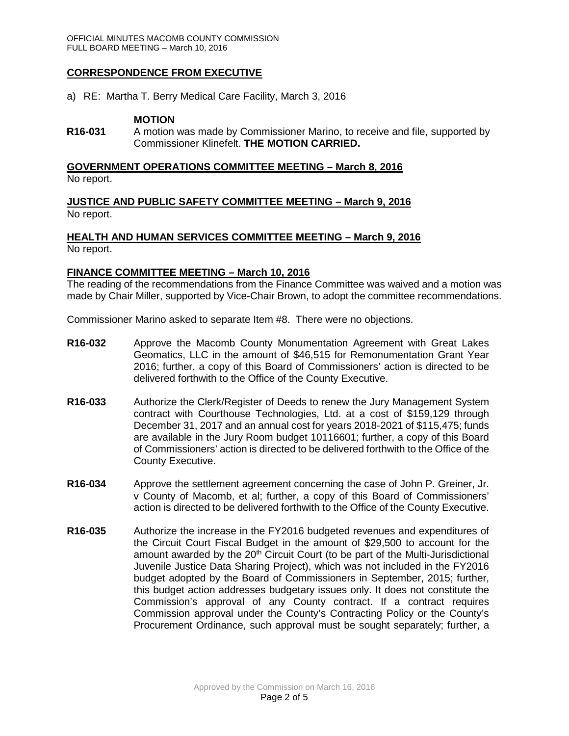## CORRESPONDENCE FROM EXECUTIVE

a) RE: Martha T. Berry Medical Care Facility, March 3, 2016

**MOTION**

**R16-031** A motion was made by Commissioner Marino, to receive and file, supported by Commissioner Klinefelt. **THE MOTION CARRIED.**

## GOVERNMENT OPERATIONS COMMITTEE MEETING – March 8, 2016

No report.

## JUSTICE AND PUBLIC SAFETY COMMITTEE MEETING – March 9, 2016

No report.

## HEALTH AND HUMAN SERVICES COMMITTEE MEETING – March 9, 2016

No report.

## FINANCE COMMITTEE MEETING – March 10, 2016

The reading of the recommendations from the Finance Committee was waived and a motion was made by Chair Miller, supported by Vice-Chair Brown, to adopt the committee recommendations.

Commissioner Marino asked to separate Item #8. There were no objections.

**R16-032** Approve the Macomb County Monumentation Agreement with Great Lakes Geomatics, LLC in the amount of $46,515 for Remonumentation Grant Year 2016; further, a copy of this Board of Commissioners' action is directed to be delivered forthwith to the Office of the County Executive.

**R16-033** Authorize the Clerk/Register of Deeds to renew the Jury Management System contract with Courthouse Technologies, Ltd. at a cost of $159,129 through December 31, 2017 and an annual cost for years 2018-2021 of $115,475; funds are available in the Jury Room budget 10116601; further, a copy of this Board of Commissioners' action is directed to be delivered forthwith to the Office of the County Executive.

**R16-034** Approve the settlement agreement concerning the case of John P. Greiner, Jr. v County of Macomb, et al; further, a copy of this Board of Commissioners' action is directed to be delivered forthwith to the Office of the County Executive.

**R16-035** Authorize the increase in the FY2016 budgeted revenues and expenditures of the Circuit Court Fiscal Budget in the amount of $29,500 to account for the amount awarded by the 20th Circuit Court (to be part of the Multi-Jurisdictional Juvenile Justice Data Sharing Project), which was not included in the FY2016 budget adopted by the Board of Commissioners in September, 2015; further, this budget action addresses budgetary issues only. It does not constitute the Commission's approval of any County contract. If a contract requires Commission approval under the County's Contracting Policy or the County's Procurement Ordinance, such approval must be sought separately; further, a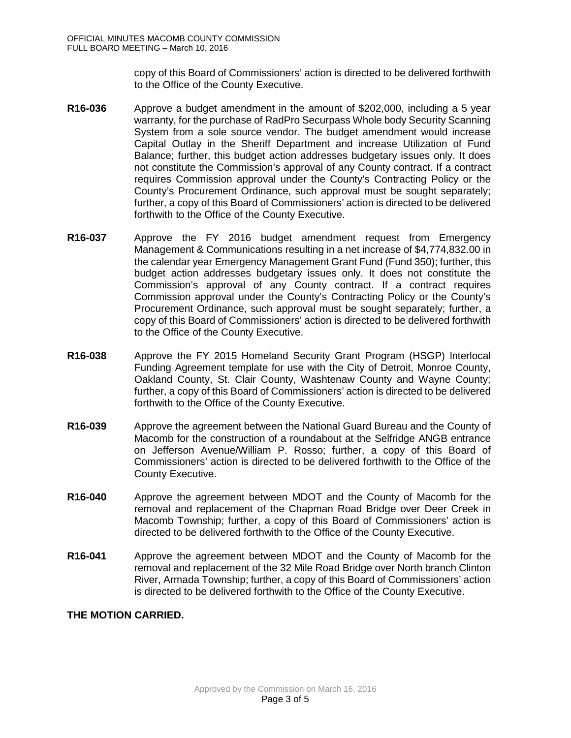copy of this Board of Commissioners' action is directed to be delivered forthwith to the Office of the County Executive.

**R16-036** Approve a budget amendment in the amount of $202,000, including a 5 year warranty, for the purchase of RadPro Securpass Whole body Security Scanning System from a sole source vendor. The budget amendment would increase Capital Outlay in the Sheriff Department and increase Utilization of Fund Balance; further, this budget action addresses budgetary issues only. It does not constitute the Commission's approval of any County contract. If a contract requires Commission approval under the County's Contracting Policy or the County's Procurement Ordinance, such approval must be sought separately; further, a copy of this Board of Commissioners' action is directed to be delivered forthwith to the Office of the County Executive.

**R16-037** Approve the FY 2016 budget amendment request from Emergency Management & Communications resulting in a net increase of $4,774,832.00 in the calendar year Emergency Management Grant Fund (Fund 350); further, this budget action addresses budgetary issues only. It does not constitute the Commission's approval of any County contract. If a contract requires Commission approval under the County's Contracting Policy or the County's Procurement Ordinance, such approval must be sought separately; further, a copy of this Board of Commissioners' action is directed to be delivered forthwith to the Office of the County Executive.

**R16-038** Approve the FY 2015 Homeland Security Grant Program (HSGP) lnterlocal Funding Agreement template for use with the City of Detroit, Monroe County, Oakland County, St. Clair County, Washtenaw County and Wayne County; further, a copy of this Board of Commissioners' action is directed to be delivered forthwith to the Office of the County Executive.

**R16-039** Approve the agreement between the National Guard Bureau and the County of Macomb for the construction of a roundabout at the Selfridge ANGB entrance on Jefferson Avenue/William P. Rosso; further, a copy of this Board of Commissioners' action is directed to be delivered forthwith to the Office of the County Executive.

**R16-040** Approve the agreement between MDOT and the County of Macomb for the removal and replacement of the Chapman Road Bridge over Deer Creek in Macomb Township; further, a copy of this Board of Commissioners' action is directed to be delivered forthwith to the Office of the County Executive.

**R16-041** Approve the agreement between MDOT and the County of Macomb for the removal and replacement of the 32 Mile Road Bridge over North branch Clinton River, Armada Township; further, a copy of this Board of Commissioners' action is directed to be delivered forthwith to the Office of the County Executive.

**THE MOTION CARRIED.**

Approved by the Commission on March 16, 2016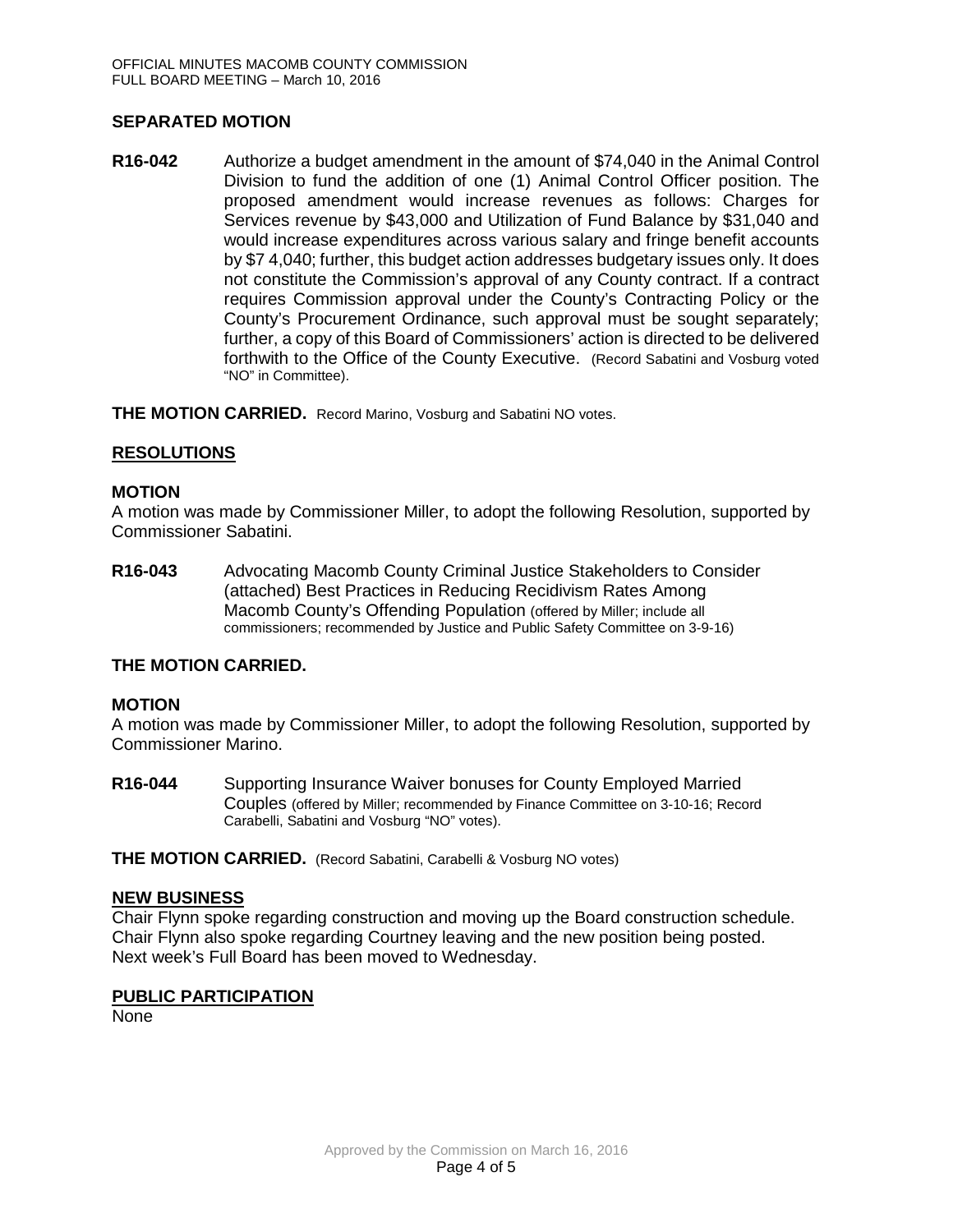## SEPARATED MOTION

**R16-042** Authorize a budget amendment in the amount of $74,040 in the Animal Control Division to fund the addition of one (1) Animal Control Officer position. The proposed amendment would increase revenues as follows: Charges for Services revenue by $43,000 and Utilization of Fund Balance by $31,040 and would increase expenditures across various salary and fringe benefit accounts by $7 4,040; further, this budget action addresses budgetary issues only. It does not constitute the Commission's approval of any County contract. If a contract requires Commission approval under the County's Contracting Policy or the County's Procurement Ordinance, such approval must be sought separately; further, a copy of this Board of Commissioners' action is directed to be delivered forthwith to the Office of the County Executive. (Record Sabatini and Vosburg voted "NO" in Committee).

**THE MOTION CARRIED.** Record Marino, Vosburg and Sabatini NO votes.

## RESOLUTIONS

### MOTION

A motion was made by Commissioner Miller, to adopt the following Resolution, supported by Commissioner Sabatini.

**R16-043** Advocating Macomb County Criminal Justice Stakeholders to Consider (attached) Best Practices in Reducing Recidivism Rates Among Macomb County's Offending Population (offered by Miller; include all commissioners; recommended by Justice and Public Safety Committee on 3-9-16)

**THE MOTION CARRIED.**

### MOTION

A motion was made by Commissioner Miller, to adopt the following Resolution, supported by Commissioner Marino.

**R16-044** Supporting Insurance Waiver bonuses for County Employed Married Couples (offered by Miller; recommended by Finance Committee on 3-10-16; Record Carabelli, Sabatini and Vosburg "NO" votes).

**THE MOTION CARRIED.** (Record Sabatini, Carabelli & Vosburg NO votes)

## NEW BUSINESS

Chair Flynn spoke regarding construction and moving up the Board construction schedule.
Chair Flynn also spoke regarding Courtney leaving and the new position being posted.
Next week's Full Board has been moved to Wednesday.

## PUBLIC PARTICIPATION

None

Approved by the Commission on March 16, 2016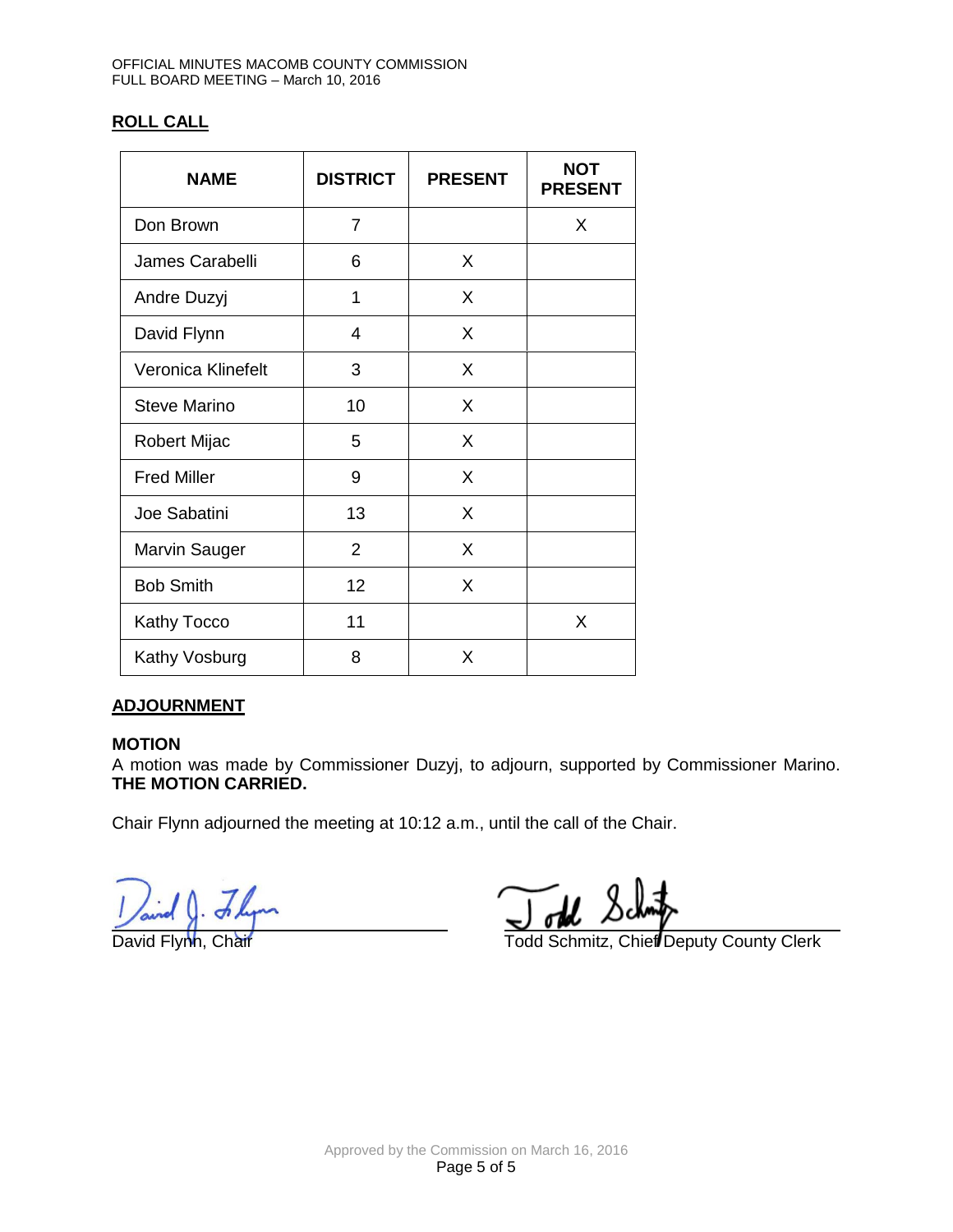## ROLL CALL

| NAME | DISTRICT | PRESENT | NOT PRESENT |
|---|---|---|---|
| Don Brown | 7 | | X |
| James Carabelli | 6 | X | |
| Andre Duzyj | 1 | X | |
| David Flynn | 4 | X | |
| Veronica Klinefelt | 3 | X | |
| Steve Marino | 10 | X | |
| Robert Mijac | 5 | X | |
| Fred Miller | 9 | X | |
| Joe Sabatini | 13 | X | |
| Marvin Sauger | 2 | X | |
| Bob Smith | 12 | X | |
| Kathy Tocco | 11 | | X |
| Kathy Vosburg | 8 | X | |

## ADJOURNMENT

**MOTION**
A motion was made by Commissioner Duzyj, to adjourn, supported by Commissioner Marino. **THE MOTION CARRIED.**

Chair Flynn adjourned the meeting at 10:12 a.m., until the call of the Chair.

David Flynn, Chair

Todd Schmitz, Chief Deputy County Clerk

Approved by the Commission on March 16, 2016